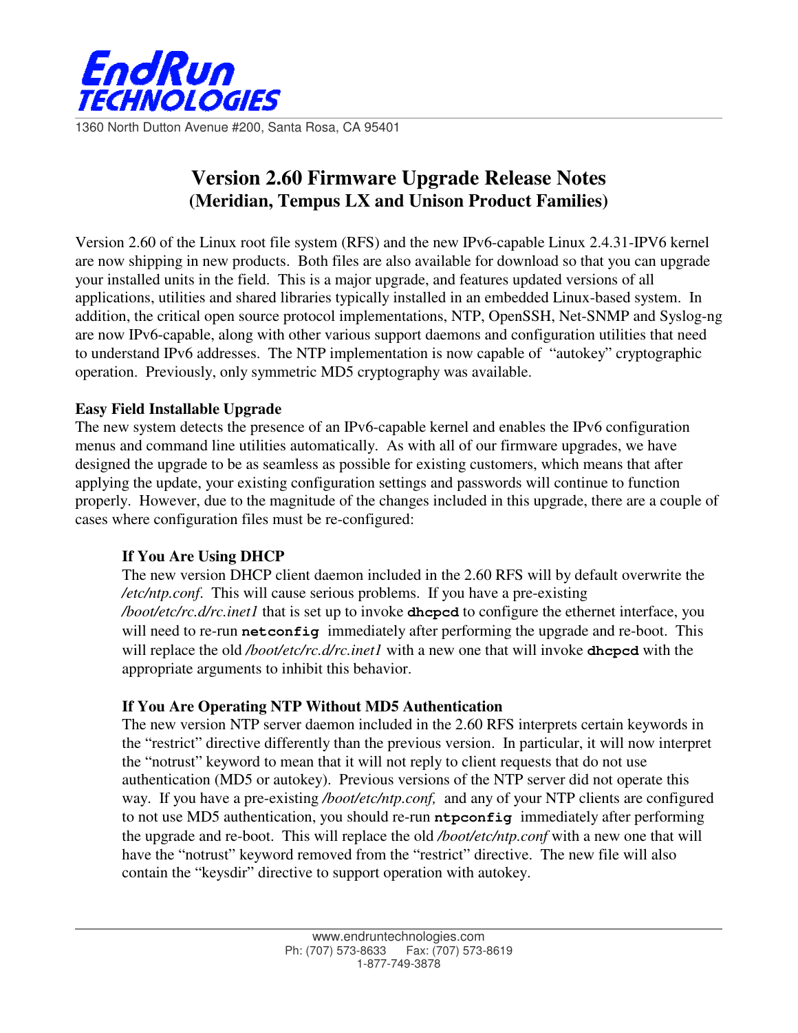EndRun TECHNOLOGIES

1360 North Dutton Avenue #200, Santa Rosa, CA 95401

# Version 2.60 Firmware Upgrade Release Notes
## (Meridian, Tempus LX and Unison Product Families)

Version 2.60 of the Linux root file system (RFS) and the new IPv6-capable Linux 2.4.31-IPV6 kernel are now shipping in new products. Both files are also available for download so that you can upgrade your installed units in the field. This is a major upgrade, and features updated versions of all applications, utilities and shared libraries typically installed in an embedded Linux-based system. In addition, the critical open source protocol implementations, NTP, OpenSSH, Net-SNMP and Syslog-ng are now IPv6-capable, along with other various support daemons and configuration utilities that need to understand IPv6 addresses. The NTP implementation is now capable of "autokey" cryptographic operation. Previously, only symmetric MD5 cryptography was available.

**Easy Field Installable Upgrade**

The new system detects the presence of an IPv6-capable kernel and enables the IPv6 configuration menus and command line utilities automatically. As with all of our firmware upgrades, we have designed the upgrade to be as seamless as possible for existing customers, which means that after applying the update, your existing configuration settings and passwords will continue to function properly. However, due to the magnitude of the changes included in this upgrade, there are a couple of cases where configuration files must be re-configured:

**If You Are Using DHCP**

The new version DHCP client daemon included in the 2.60 RFS will by default overwrite the */etc/ntp.conf*. This will cause serious problems. If you have a pre-existing */boot/etc/rc.d/rc.inet1* that is set up to invoke **`dhcpcd`** to configure the ethernet interface, you will need to re-run **`netconfig`** immediately after performing the upgrade and re-boot. This will replace the old */boot/etc/rc.d/rc.inet1* with a new one that will invoke **`dhcpcd`** with the appropriate arguments to inhibit this behavior.

**If You Are Operating NTP Without MD5 Authentication**

The new version NTP server daemon included in the 2.60 RFS interprets certain keywords in the "restrict" directive differently than the previous version. In particular, it will now interpret the "notrust" keyword to mean that it will not reply to client requests that do not use authentication (MD5 or autokey). Previous versions of the NTP server did not operate this way. If you have a pre-existing */boot/etc/ntp.conf,* and any of your NTP clients are configured to not use MD5 authentication, you should re-run **`ntpconfig`** immediately after performing the upgrade and re-boot. This will replace the old */boot/etc/ntp.conf* with a new one that will have the "notrust" keyword removed from the "restrict" directive. The new file will also contain the "keysdir" directive to support operation with autokey.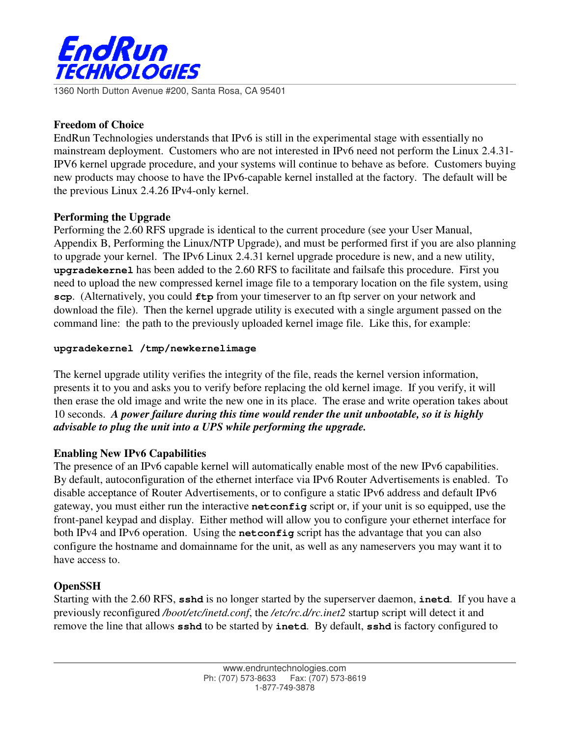**Freedom of Choice**

EndRun Technologies understands that IPv6 is still in the experimental stage with essentially no mainstream deployment. Customers who are not interested in IPv6 need not perform the Linux 2.4.31-IPV6 kernel upgrade procedure, and your systems will continue to behave as before. Customers buying new products may choose to have the IPv6-capable kernel installed at the factory. The default will be the previous Linux 2.4.26 IPv4-only kernel.

**Performing the Upgrade**

Performing the 2.60 RFS upgrade is identical to the current procedure (see your User Manual, Appendix B, Performing the Linux/NTP Upgrade), and must be performed first if you are also planning to upgrade your kernel. The IPv6 Linux 2.4.31 kernel upgrade procedure is new, and a new utility, **`upgradekernel`** has been added to the 2.60 RFS to facilitate and failsafe this procedure. First you need to upload the new compressed kernel image file to a temporary location on the file system, using **`scp`**. (Alternatively, you could **`ftp`** from your timeserver to an ftp server on your network and download the file). Then the kernel upgrade utility is executed with a single argument passed on the command line: the path to the previously uploaded kernel image file. Like this, for example:

```
upgradekernel /tmp/newkernelimage
```

The kernel upgrade utility verifies the integrity of the file, reads the kernel version information, presents it to you and asks you to verify before replacing the old kernel image. If you verify, it will then erase the old image and write the new one in its place. The erase and write operation takes about 10 seconds. ***A power failure during this time would render the unit unbootable, so it is highly advisable to plug the unit into a UPS while performing the upgrade.***

**Enabling New IPv6 Capabilities**

The presence of an IPv6 capable kernel will automatically enable most of the new IPv6 capabilities. By default, autoconfiguration of the ethernet interface via IPv6 Router Advertisements is enabled. To disable acceptance of Router Advertisements, or to configure a static IPv6 address and default IPv6 gateway, you must either run the interactive **`netconfig`** script or, if your unit is so equipped, use the front-panel keypad and display. Either method will allow you to configure your ethernet interface for both IPv4 and IPv6 operation. Using the **`netconfig`** script has the advantage that you can also configure the hostname and domainname for the unit, as well as any nameservers you may want it to have access to.

**OpenSSH**

Starting with the 2.60 RFS, **`sshd`** is no longer started by the superserver daemon, **`inetd`**. If you have a previously reconfigured */boot/etc/inetd.conf*, the */etc/rc.d/rc.inet2* startup script will detect it and remove the line that allows **`sshd`** to be started by **`inetd`**. By default, **`sshd`** is factory configured to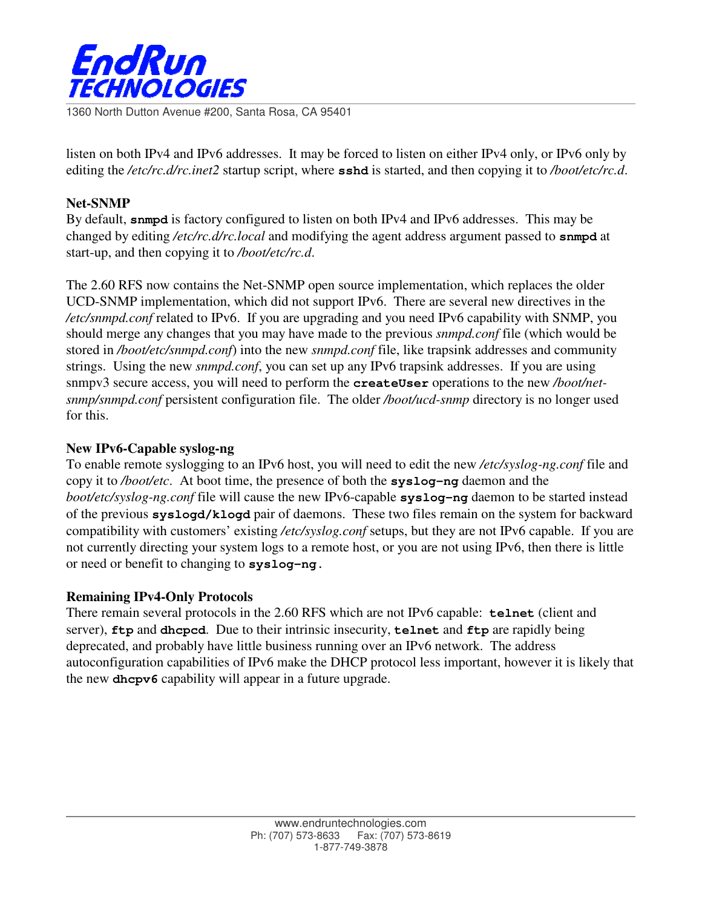listen on both IPv4 and IPv6 addresses. It may be forced to listen on either IPv4 only, or IPv6 only by editing the */etc/rc.d/rc.inet2* startup script, where **sshd** is started, and then copying it to */boot/etc/rc.d*.

**Net-SNMP**

By default, **snmpd** is factory configured to listen on both IPv4 and IPv6 addresses. This may be changed by editing */etc/rc.d/rc.local* and modifying the agent address argument passed to **snmpd** at start-up, and then copying it to */boot/etc/rc.d*.

The 2.60 RFS now contains the Net-SNMP open source implementation, which replaces the older UCD-SNMP implementation, which did not support IPv6. There are several new directives in the */etc/snmpd.conf* related to IPv6. If you are upgrading and you need IPv6 capability with SNMP, you should merge any changes that you may have made to the previous *snmpd.conf* file (which would be stored in */boot/etc/snmpd.conf*) into the new *snmpd.conf* file, like trapsink addresses and community strings. Using the new *snmpd.conf*, you can set up any IPv6 trapsink addresses. If you are using snmpv3 secure access, you will need to perform the **createUser** operations to the new */boot/net-snmp/snmpd.conf* persistent configuration file. The older */boot/ucd-snmp* directory is no longer used for this.

**New IPv6-Capable syslog-ng**

To enable remote syslogging to an IPv6 host, you will need to edit the new */etc/syslog-ng.conf* file and copy it to */boot/etc*. At boot time, the presence of both the **syslog-ng** daemon and the *boot/etc/syslog-ng.conf* file will cause the new IPv6-capable **syslog-ng** daemon to be started instead of the previous **syslogd/klogd** pair of daemons. These two files remain on the system for backward compatibility with customers' existing */etc/syslog.conf* setups, but they are not IPv6 capable. If you are not currently directing your system logs to a remote host, or you are not using IPv6, then there is little or need or benefit to changing to **syslog-ng.**

**Remaining IPv4-Only Protocols**

There remain several protocols in the 2.60 RFS which are not IPv6 capable: **telnet** (client and server), **ftp** and **dhcpcd**. Due to their intrinsic insecurity, **telnet** and **ftp** are rapidly being deprecated, and probably have little business running over an IPv6 network. The address autoconfiguration capabilities of IPv6 make the DHCP protocol less important, however it is likely that the new **dhcpv6** capability will appear in a future upgrade.